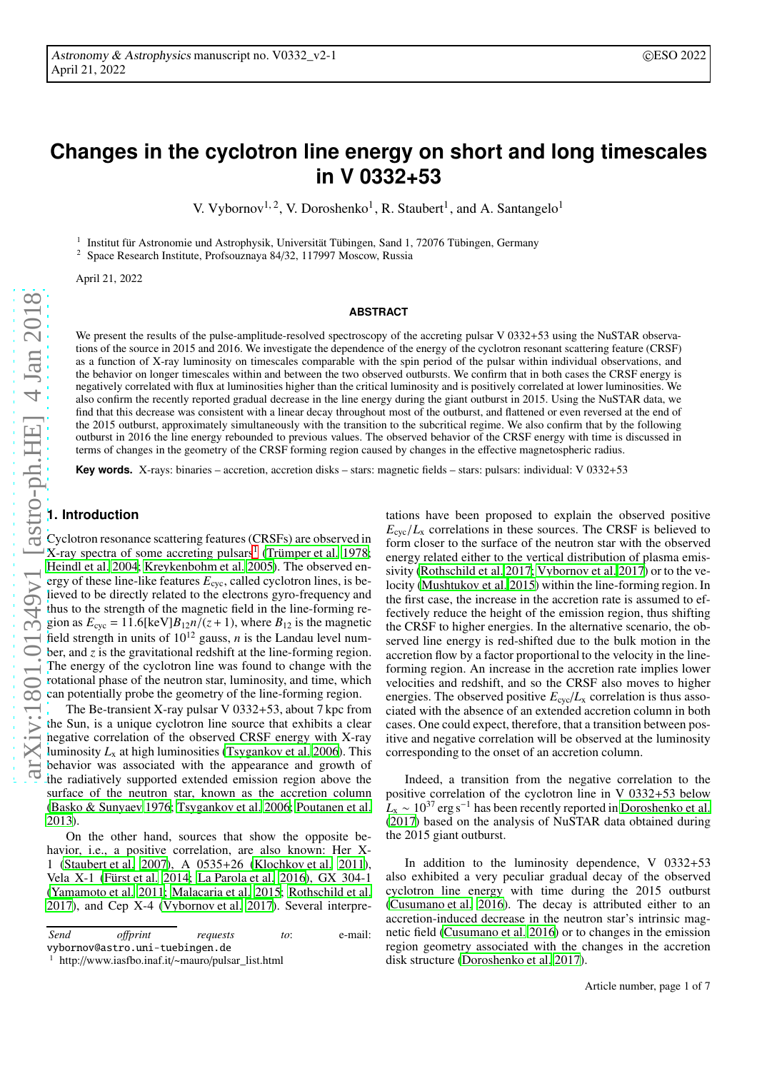# Changes in the cyclotron line energy on short and long timescales in V 0332+53

V. Vybornov[1,2], V. Doroshenko[1], R. Staubert[1], and A. Santangelo[1]

[1] Institut für Astronomie und Astrophysik, Universität Tübingen, Sand 1, 72076 Tübingen, Germany
[2] Space Research Institute, Profsouznaya 84/32, 117997 Moscow, Russia

April 21, 2022

## ABSTRACT

We present the results of the pulse-amplitude-resolved spectroscopy of the accreting pulsar V 0332+53 using the NuSTAR observations of the source in 2015 and 2016. We investigate the dependence of the energy of the cyclotron resonant scattering feature (CRSF) as a function of X-ray luminosity on timescales comparable with the spin period of the pulsar within individual observations, and the behavior on longer timescales within and between the two observed outbursts. We confirm that in both cases the CRSF energy is negatively correlated with flux at luminosities higher than the critical luminosity and is positively correlated at lower luminosities. We also confirm the recently reported gradual decrease in the line energy during the giant outburst in 2015. Using the NuSTAR data, we find that this decrease was consistent with a linear decay throughout most of the outburst, and flattened or even reversed at the end of the 2015 outburst, approximately simultaneously with the transition to the subcritical regime. We also confirm that by the following outburst in 2016 the line energy rebounded to previous values. The observed behavior of the CRSF energy with time is discussed in terms of changes in the geometry of the CRSF forming region caused by changes in the effective magnetospheric radius.

**Key words.** X-rays: binaries – accretion, accretion disks – stars: magnetic fields – stars: pulsars: individual: V 0332+53

## 1. Introduction

Cyclotron resonance scattering features (CRSFs) are observed in X-ray spectra of some accreting pulsars[1] (Trümper et al. 1978; Heindl et al. 2004; Kreykenbohm et al. 2005). The observed energy of these line-like features $E_{\rm cyc}$, called cyclotron lines, is believed to be directly related to the electrons gyro-frequency and thus to the strength of the magnetic field in the line-forming region as $E_{\rm cyc} = 11.6[{\rm keV}]B_{12}n/(z+1)$, where $B_{12}$ is the magnetic field strength in units of $10^{12}$ gauss, $n$ is the Landau level number, and $z$ is the gravitational redshift at the line-forming region. The energy of the cyclotron line was found to change with the rotational phase of the neutron star, luminosity, and time, which can potentially probe the geometry of the line-forming region.

The Be-transient X-ray pulsar V 0332+53, about 7 kpc from the Sun, is a unique cyclotron line source that exhibits a clear negative correlation of the observed CRSF energy with X-ray luminosity $L_{\rm x}$ at high luminosities (Tsygankov et al. 2006). This behavior was associated with the appearance and growth of the radiatively supported extended emission region above the surface of the neutron star, known as the accretion column (Basko & Sunyaev 1976; Tsygankov et al. 2006; Poutanen et al. 2013).

On the other hand, sources that show the opposite behavior, i.e., a positive correlation, are also known: Her X-1 (Staubert et al. 2007), A 0535+26 (Klochkov et al. 2011), Vela X-1 (Fürst et al. 2014; La Parola et al. 2016), GX 304-1 (Yamamoto et al. 2011; Malacaria et al. 2015; Rothschild et al. 2017), and Cep X-4 (Vybornov et al. 2017). Several interpretations have been proposed to explain the observed positive $E_{\rm cyc}/L_{\rm x}$ correlations in these sources. The CRSF is believed to form closer to the surface of the neutron star with the observed energy related either to the vertical distribution of plasma emissivity (Rothschild et al. 2017; Vybornov et al. 2017) or to the velocity (Mushtukov et al. 2015) within the line-forming region. In the first case, the increase in the accretion rate is assumed to effectively reduce the height of the emission region, thus shifting the CRSF to higher energies. In the alternative scenario, the observed line energy is red-shifted due to the bulk motion in the accretion flow by a factor proportional to the velocity in the line-forming region. An increase in the accretion rate implies lower velocities and redshift, and so the CRSF also moves to higher energies. The observed positive $E_{\rm cyc}/L_{\rm x}$ correlation is thus associated with the absence of an extended accretion column in both cases. One could expect, therefore, that a transition between positive and negative correlation will be observed at the luminosity corresponding to the onset of an accretion column.

Indeed, a transition from the negative correlation to the positive correlation of the cyclotron line in V 0332+53 below $L_{\rm x} \sim 10^{37}$ erg s$^{-1}$ has been recently reported in Doroshenko et al. (2017) based on the analysis of NuSTAR data obtained during the 2015 giant outburst.

In addition to the luminosity dependence, V 0332+53 also exhibited a very peculiar gradual decay of the observed cyclotron line energy with time during the 2015 outburst (Cusumano et al. 2016). The decay is attributed either to an accretion-induced decrease in the neutron star's intrinsic magnetic field (Cusumano et al. 2016) or to changes in the emission region geometry associated with the changes in the accretion disk structure (Doroshenko et al. 2017).

*Send offprint requests to*: e-mail: vybornov@astro.uni-tuebingen.de

[1] http://www.iasfbo.inaf.it/~mauro/pulsar_list.html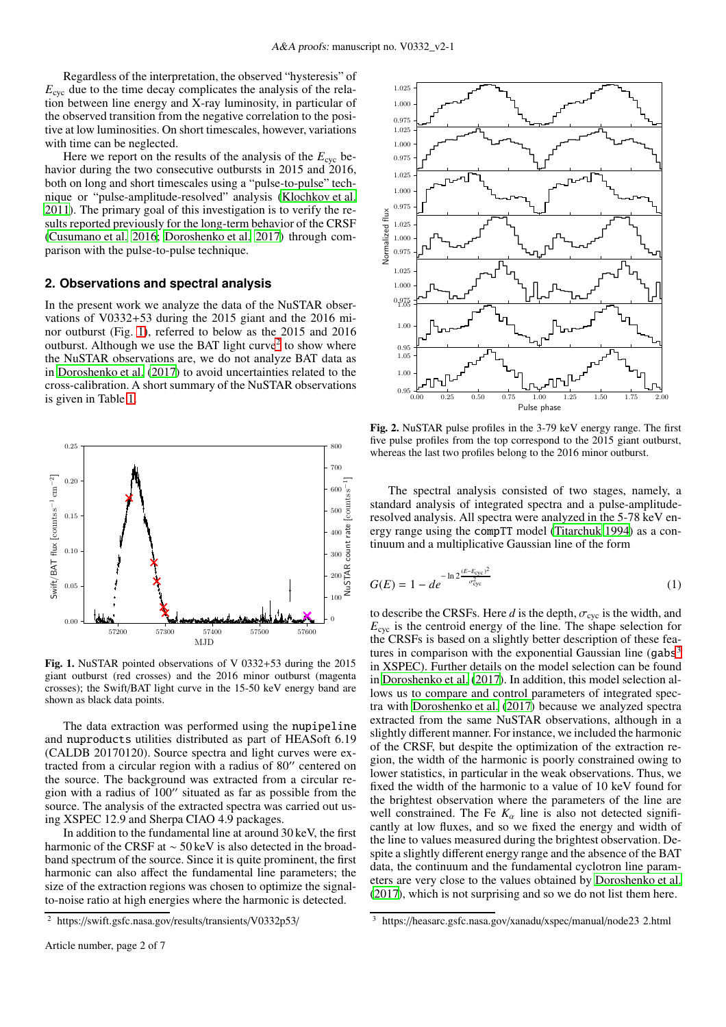Regardless of the interpretation, the observed "hysteresis" of $E_{cyc}$ due to the time decay complicates the analysis of the relation between line energy and X-ray luminosity, in particular of the observed transition from the negative correlation to the positive at low luminosities. On short timescales, however, variations with time can be neglected.

Here we report on the results of the analysis of the $E_{cyc}$ behavior during the two consecutive outbursts in 2015 and 2016, both on long and short timescales using a "pulse-to-pulse" technique or "pulse-amplitude-resolved" analysis (Klochkov et al. 2011). The primary goal of this investigation is to verify the results reported previously for the long-term behavior of the CRSF (Cusumano et al. 2016; Doroshenko et al. 2017) through comparison with the pulse-to-pulse technique.

## 2. Observations and spectral analysis

In the present work we analyze the data of the NuSTAR observations of V0332+53 during the 2015 giant and the 2016 minor outburst (Fig. 1), referred to below as the 2015 and 2016 outburst. Although we use the BAT light curve[2] to show where the NuSTAR observations are, we do not analyze BAT data as in Doroshenko et al. (2017) to avoid uncertainties related to the cross-calibration. A short summary of the NuSTAR observations is given in Table 1.

**Fig. 1.** NuSTAR pointed observations of V 0332+53 during the 2015 giant outburst (red crosses) and the 2016 minor outburst (magenta crosses); the Swift/BAT light curve in the 15-50 keV energy band are shown as black data points.

The data extraction was performed using the nupipeline and nuproducts utilities distributed as part of HEASoft 6.19 (CALDB 20170120). Source spectra and light curves were extracted from a circular region with a radius of 80″ centered on the source. The background was extracted from a circular region with a radius of 100″ situated as far as possible from the source. The analysis of the extracted spectra was carried out using XSPEC 12.9 and Sherpa CIAO 4.9 packages.

In addition to the fundamental line at around 30 keV, the first harmonic of the CRSF at ∼ 50 keV is also detected in the broadband spectrum of the source. Since it is quite prominent, the first harmonic can also affect the fundamental line parameters; the size of the extraction regions was chosen to optimize the signal-to-noise ratio at high energies where the harmonic is detected.

[2] https://swift.gsfc.nasa.gov/results/transients/V0332p53/

**Fig. 2.** NuSTAR pulse profiles in the 3-79 keV energy range. The first five pulse profiles from the top correspond to the 2015 giant outburst, whereas the last two profiles belong to the 2016 minor outburst.

The spectral analysis consisted of two stages, namely, a standard analysis of integrated spectra and a pulse-amplitude-resolved analysis. All spectra were analyzed in the 5-78 keV energy range using the compTT model (Titarchuk 1994) as a continuum and a multiplicative Gaussian line of the form

$$G(E) = 1 - de^{-\ln 2 \frac{(E-E_{cyc})^2}{\sigma_{cyc}^2}} \tag{1}$$

to describe the CRSFs. Here $d$ is the depth, $\sigma_{cyc}$ is the width, and $E_{cyc}$ is the centroid energy of the line. The shape selection for the CRSFs is based on a slightly better description of these features in comparison with the exponential Gaussian line (gabs[3] in XSPEC). Further details on the model selection can be found in Doroshenko et al. (2017). In addition, this model selection allows us to compare and control parameters of integrated spectra with Doroshenko et al. (2017) because we analyzed spectra extracted from the same NuSTAR observations, although in a slightly different manner. For instance, we included the harmonic of the CRSF, but despite the optimization of the extraction region, the width of the harmonic is poorly constrained owing to lower statistics, in particular in the weak observations. Thus, we fixed the width of the harmonic to a value of 10 keV found for the brightest observation where the parameters of the line are well constrained. The Fe $K_\alpha$ line is also not detected significantly at low fluxes, and so we fixed the energy and width of the line to values measured during the brightest observation. Despite a slightly different energy range and the absence of the BAT data, the continuum and the fundamental cyclotron line parameters are very close to the values obtained by Doroshenko et al. (2017), which is not surprising and so we do not list them here.

[3] https://heasarc.gsfc.nasa.gov/xanadu/xspec/manual/node23 2.html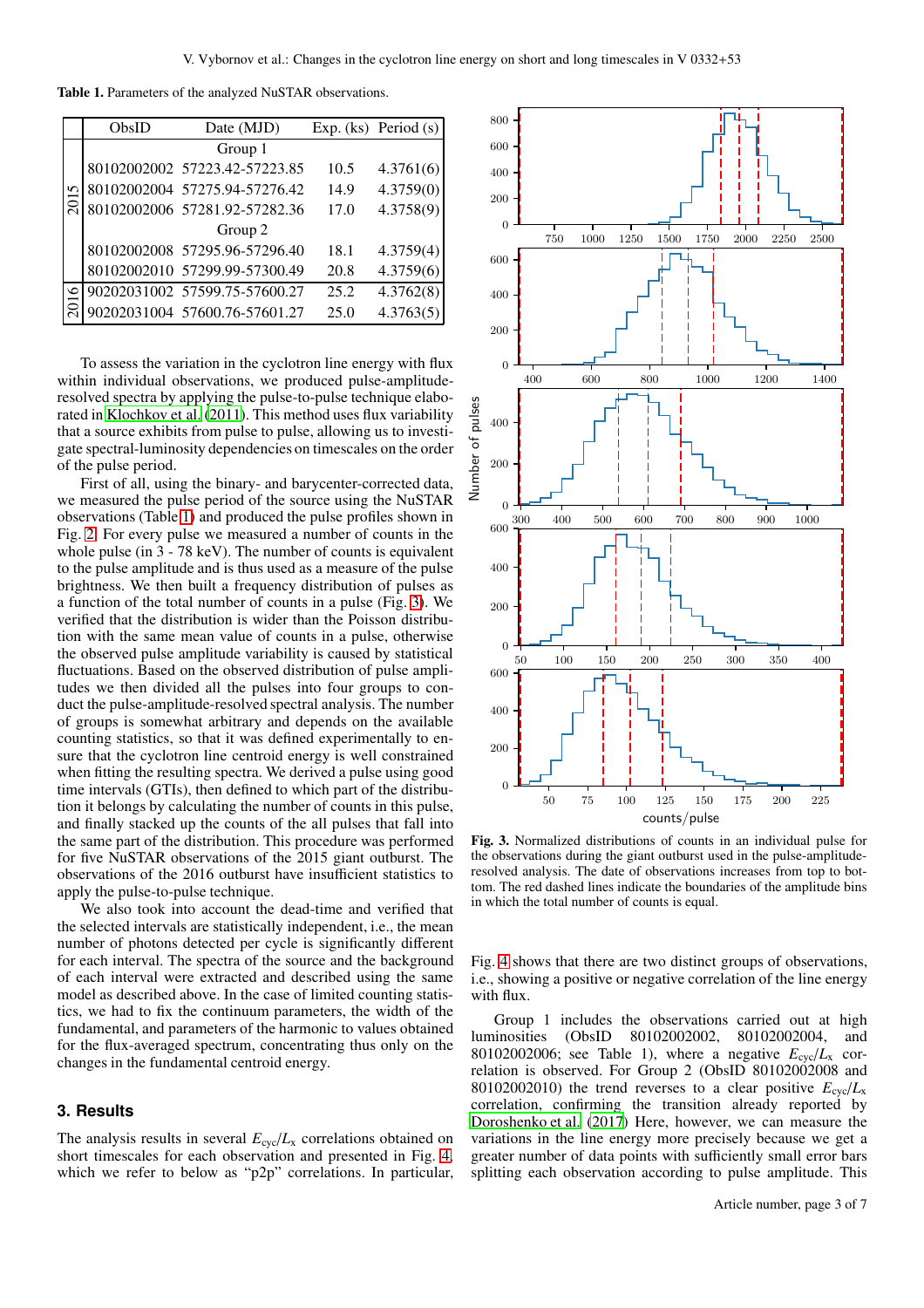**Table 1.** Parameters of the analyzed NuSTAR observations.

| | ObsID | Date (MJD) | Exp. (ks) | Period (s) |
|---|---|---|---|---|
| | Group 1 | | | |
| 2015 | 80102002002 | 57223.42-57223.85 | 10.5 | 4.3761(6) |
| 2015 | 80102002004 | 57275.94-57276.42 | 14.9 | 4.3759(0) |
| 2015 | 80102002006 | 57281.92-57282.36 | 17.0 | 4.3758(9) |
| | Group 2 | | | |
| 2015 | 80102002008 | 57295.96-57296.40 | 18.1 | 4.3759(4) |
| 2015 | 80102002010 | 57299.99-57300.49 | 20.8 | 4.3759(6) |
| 2016 | 90202031002 | 57599.75-57600.27 | 25.2 | 4.3762(8) |
| 2016 | 90202031004 | 57600.76-57601.27 | 25.0 | 4.3763(5) |

To assess the variation in the cyclotron line energy with flux within individual observations, we produced pulse-amplitude-resolved spectra by applying the pulse-to-pulse technique elaborated in Klochkov et al. (2011). This method uses flux variability that a source exhibits from pulse to pulse, allowing us to investigate spectral-luminosity dependencies on timescales on the order of the pulse period.

First of all, using the binary- and barycenter-corrected data, we measured the pulse period of the source using the NuSTAR observations (Table 1) and produced the pulse profiles shown in Fig. 2. For every pulse we measured a number of counts in the whole pulse (in 3 - 78 keV). The number of counts is equivalent to the pulse amplitude and is thus used as a measure of the pulse brightness. We then built a frequency distribution of pulses as a function of the total number of counts in a pulse (Fig. 3). We verified that the distribution is wider than the Poisson distribution with the same mean value of counts in a pulse, otherwise the observed pulse amplitude variability is caused by statistical fluctuations. Based on the observed distribution of pulse amplitudes we then divided all the pulses into four groups to conduct the pulse-amplitude-resolved spectral analysis. The number of groups is somewhat arbitrary and depends on the available counting statistics, so that it was defined experimentally to ensure that the cyclotron line centroid energy is well constrained when fitting the resulting spectra. We derived a pulse using good time intervals (GTIs), then defined to which part of the distribution it belongs by calculating the number of counts in this pulse, and finally stacked up the counts of the all pulses that fall into the same part of the distribution. This procedure was performed for five NuSTAR observations of the 2015 giant outburst. The observations of the 2016 outburst have insufficient statistics to apply the pulse-to-pulse technique.

We also took into account the dead-time and verified that the selected intervals are statistically independent, i.e., the mean number of photons detected per cycle is significantly different for each interval. The spectra of the source and the background of each interval were extracted and described using the same model as described above. In the case of limited counting statistics, we had to fix the continuum parameters, the width of the fundamental, and parameters of the harmonic to values obtained for the flux-averaged spectrum, concentrating thus only on the changes in the fundamental centroid energy.

Number of pulses
counts/pulse

**Fig. 3.** Normalized distributions of counts in an individual pulse for the observations during the giant outburst used in the pulse-amplitude-resolved analysis. The date of observations increases from top to bottom. The red dashed lines indicate the boundaries of the amplitude bins in which the total number of counts is equal.

## 3. Results

The analysis results in several $E_{\rm cyc}/L_{\rm x}$ correlations obtained on short timescales for each observation and presented in Fig. 4, which we refer to below as "p2p" correlations. In particular, Fig. 4 shows that there are two distinct groups of observations, i.e., showing a positive or negative correlation of the line energy with flux.

Group 1 includes the observations carried out at high luminosities (ObsID 80102002002, 80102002004, and 80102002006; see Table 1), where a negative $E_{\rm cyc}/L_{\rm x}$ correlation is observed. For Group 2 (ObsID 80102002008 and 80102002010) the trend reverses to a clear positive $E_{\rm cyc}/L_{\rm x}$ correlation, confirming the transition already reported by Doroshenko et al. (2017). Here, however, we can measure the variations in the line energy more precisely because we get a greater number of data points with sufficiently small error bars splitting each observation according to pulse amplitude. This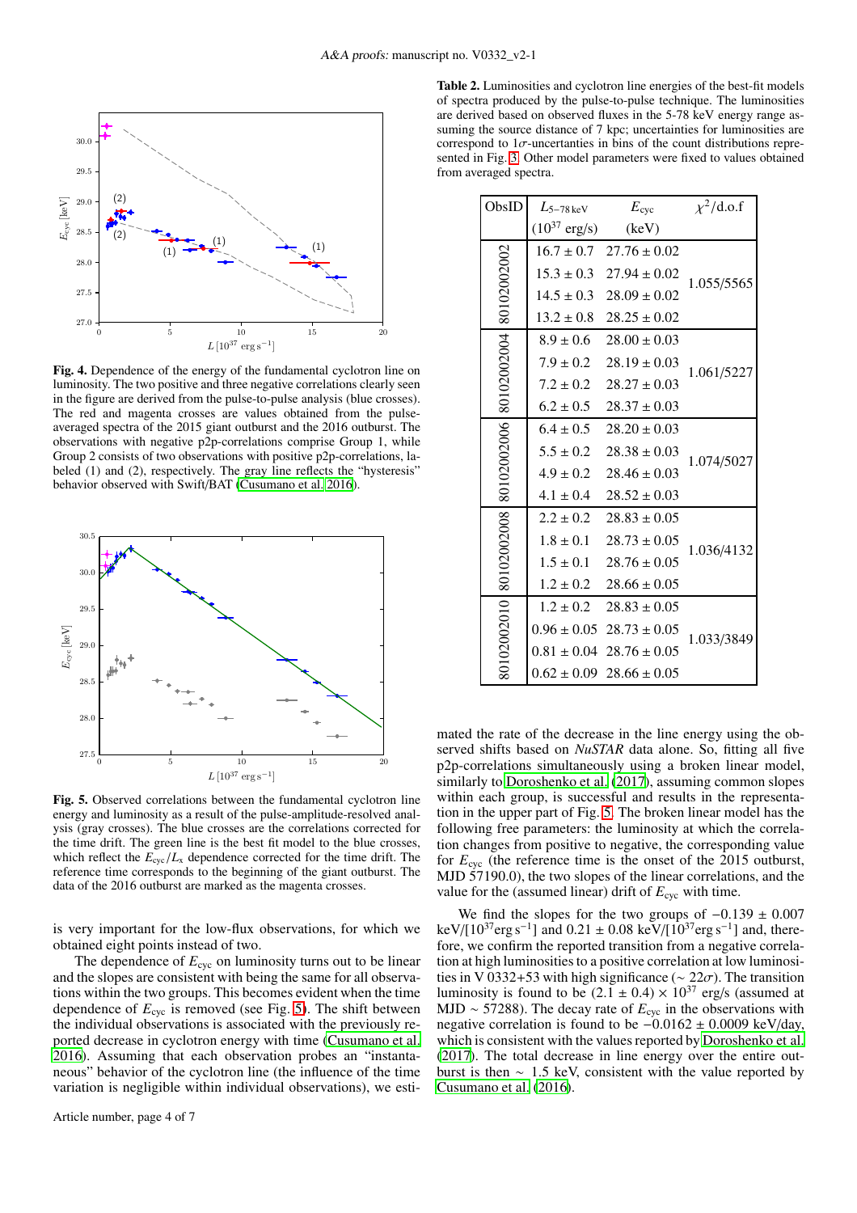**Fig. 4.** Dependence of the energy of the fundamental cyclotron line on luminosity. The two positive and three negative correlations clearly seen in the figure are derived from the pulse-to-pulse analysis (blue crosses). The red and magenta crosses are values obtained from the pulse-averaged spectra of the 2015 giant outburst and the 2016 outburst. The observations with negative p2p-correlations comprise Group 1, while Group 2 consists of two observations with positive p2p-correlations, labeled (1) and (2), respectively. The gray line reflects the "hysteresis" behavior observed with Swift/BAT (Cusumano et al. 2016).

**Fig. 5.** Observed correlations between the fundamental cyclotron line energy and luminosity as a result of the pulse-amplitude-resolved analysis (gray crosses). The blue crosses are the correlations corrected for the time drift. The green line is the best fit model to the blue crosses, which reflect the $E_{\rm cyc}/L_{\rm x}$ dependence corrected for the time drift. The reference time corresponds to the beginning of the giant outburst. The data of the 2016 outburst are marked as the magenta crosses.

is very important for the low-flux observations, for which we obtained eight points instead of two.

The dependence of $E_{\rm cyc}$ on luminosity turns out to be linear and the slopes are consistent with being the same for all observations within the two groups. This becomes evident when the time dependence of $E_{\rm cyc}$ is removed (see Fig. 5). The shift between the individual observations is associated with the previously reported decrease in cyclotron energy with time (Cusumano et al. 2016). Assuming that each observation probes an "instantaneous" behavior of the cyclotron line (the influence of the time variation is negligible within individual observations), we estimated the rate of the decrease in the line energy using the observed shifts based on *NuSTAR* data alone. So, fitting all five p2p-correlations simultaneously using a broken linear model, similarly to Doroshenko et al. (2017), assuming common slopes within each group, is successful and results in the representation in the upper part of Fig. 5. The broken linear model has the following free parameters: the luminosity at which the correlation changes from positive to negative, the corresponding value for $E_{\rm cyc}$ (the reference time is the onset of the 2015 outburst, MJD 57190.0), the two slopes of the linear correlations, and the value for the (assumed linear) drift of $E_{\rm cyc}$ with time.

We find the slopes for the two groups of $-0.139 \pm 0.007$ keV/[$10^{37}$erg s$^{-1}$] and $0.21 \pm 0.08$ keV/[$10^{37}$erg s$^{-1}$] and, therefore, we confirm the reported transition from a negative correlation at high luminosities to a positive correlation at low luminosities in V 0332+53 with high significance ($\sim 22\sigma$). The transition luminosity is found to be $(2.1 \pm 0.4) \times 10^{37}$ erg/s (assumed at MJD $\sim$ 57288). The decay rate of $E_{\rm cyc}$ in the observations with negative correlation is found to be $-0.0162 \pm 0.0009$ keV/day, which is consistent with the values reported by Doroshenko et al. (2017). The total decrease in line energy over the entire outburst is then $\sim$ 1.5 keV, consistent with the value reported by Cusumano et al. (2016).

**Table 2.** Luminosities and cyclotron line energies of the best-fit models of spectra produced by the pulse-to-pulse technique. The luminosities are derived based on observed fluxes in the 5-78 keV energy range assuming the source distance of 7 kpc; uncertainties for luminosities are correspond to $1\sigma$-uncertainties in bins of the count distributions represented in Fig. 3. Other model parameters were fixed to values obtained from averaged spectra.

| ObsID | $L_{5-78\,\rm keV}$ ($10^{37}$ erg/s) | $E_{\rm cyc}$ (keV) | $\chi^2$/d.o.f |
|---|---|---|---|
| 80102002002 | $16.7 \pm 0.7$ | $27.76 \pm 0.02$ | 1.055/5565 |
| | $15.3 \pm 0.3$ | $27.94 \pm 0.02$ | |
| | $14.5 \pm 0.3$ | $28.09 \pm 0.02$ | |
| | $13.2 \pm 0.8$ | $28.25 \pm 0.02$ | |
| 80102002004 | $8.9 \pm 0.6$ | $28.00 \pm 0.03$ | 1.061/5227 |
| | $7.9 \pm 0.2$ | $28.19 \pm 0.03$ | |
| | $7.2 \pm 0.2$ | $28.27 \pm 0.03$ | |
| | $6.2 \pm 0.5$ | $28.37 \pm 0.03$ | |
| 80102002006 | $6.4 \pm 0.5$ | $28.20 \pm 0.03$ | 1.074/5027 |
| | $5.5 \pm 0.2$ | $28.38 \pm 0.03$ | |
| | $4.9 \pm 0.2$ | $28.46 \pm 0.03$ | |
| | $4.1 \pm 0.4$ | $28.52 \pm 0.03$ | |
| 80102002008 | $2.2 \pm 0.2$ | $28.83 \pm 0.05$ | 1.036/4132 |
| | $1.8 \pm 0.1$ | $28.73 \pm 0.05$ | |
| | $1.5 \pm 0.1$ | $28.76 \pm 0.05$ | |
| | $1.2 \pm 0.2$ | $28.66 \pm 0.05$ | |
| 80102002010 | $1.2 \pm 0.2$ | $28.83 \pm 0.05$ | 1.033/3849 |
| | $0.96 \pm 0.05$ | $28.73 \pm 0.05$ | |
| | $0.81 \pm 0.04$ | $28.76 \pm 0.05$ | |
| | $0.62 \pm 0.09$ | $28.66 \pm 0.05$ | |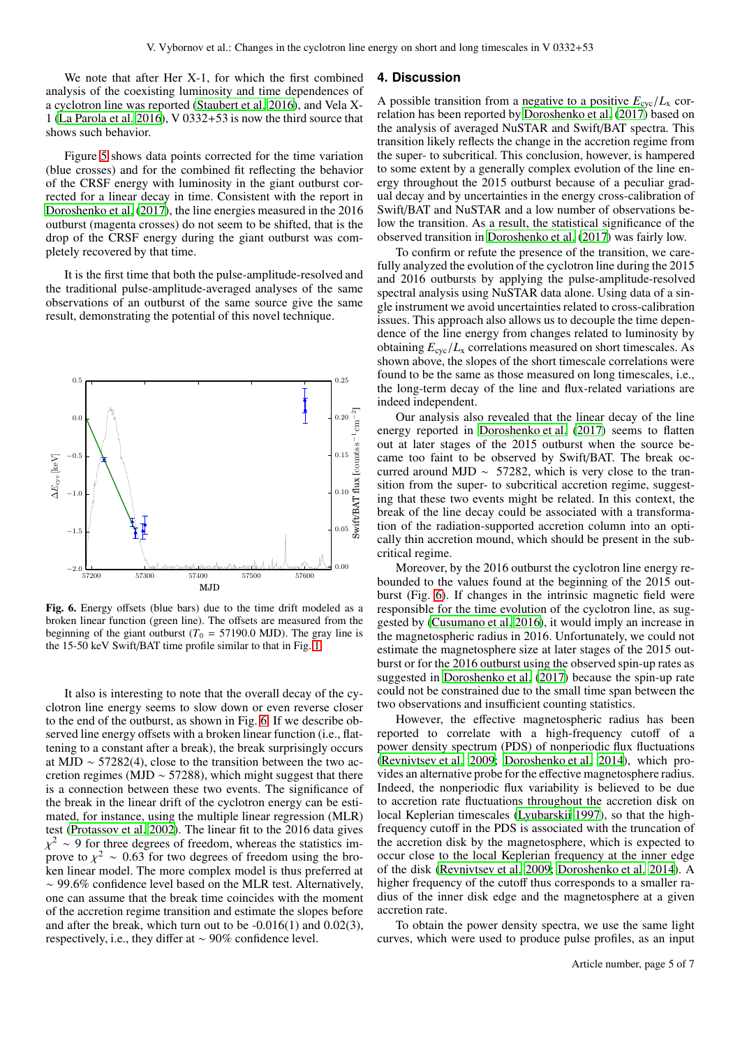We note that after Her X-1, for which the first combined analysis of the coexisting luminosity and time dependences of a cyclotron line was reported (Staubert et al. 2016), and Vela X-1 (La Parola et al. 2016), V 0332+53 is now the third source that shows such behavior.

Figure 5 shows data points corrected for the time variation (blue crosses) and for the combined fit reflecting the behavior of the CRSF energy with luminosity in the giant outburst corrected for a linear decay in time. Consistent with the report in Doroshenko et al. (2017), the line energies measured in the 2016 outburst (magenta crosses) do not seem to be shifted, that is the drop of the CRSF energy during the giant outburst was completely recovered by that time.

It is the first time that both the pulse-amplitude-resolved and the traditional pulse-amplitude-averaged analyses of the same observations of an outburst of the same source give the same result, demonstrating the potential of this novel technique.

**Fig. 6.** Energy offsets (blue bars) due to the time drift modeled as a broken linear function (green line). The offsets are measured from the beginning of the giant outburst ($T_0$ = 57190.0 MJD). The gray line is the 15-50 keV Swift/BAT time profile similar to that in Fig. 1.

It also is interesting to note that the overall decay of the cyclotron line energy seems to slow down or even reverse closer to the end of the outburst, as shown in Fig. 6. If we describe observed line energy offsets with a broken linear function (i.e., flattening to a constant after a break), the break surprisingly occurs at MJD ∼ 57282(4), close to the transition between the two accretion regimes (MJD ∼ 57288), which might suggest that there is a connection between these two events. The significance of the break in the linear drift of the cyclotron energy can be estimated, for instance, using the multiple linear regression (MLR) test (Protassov et al. 2002). The linear fit to the 2016 data gives $\chi^2 \sim 9$ for three degrees of freedom, whereas the statistics improve to $\chi^2 \sim 0.63$ for two degrees of freedom using the broken linear model. The more complex model is thus preferred at ∼ 99.6% confidence level based on the MLR test. Alternatively, one can assume that the break time coincides with the moment of the accretion regime transition and estimate the slopes before and after the break, which turn out to be -0.016(1) and 0.02(3), respectively, i.e., they differ at ∼ 90% confidence level.

## 4. Discussion

A possible transition from a negative to a positive $E_{\rm cyc}/L_{\rm x}$ correlation has been reported by Doroshenko et al. (2017) based on the analysis of averaged NuSTAR and Swift/BAT spectra. This transition likely reflects the change in the accretion regime from the super- to subcritical. This conclusion, however, is hampered to some extent by a generally complex evolution of the line energy throughout the 2015 outburst because of a peculiar gradual decay and by uncertainties in the energy cross-calibration of Swift/BAT and NuSTAR and a low number of observations below the transition. As a result, the statistical significance of the observed transition in Doroshenko et al. (2017) was fairly low.

To confirm or refute the presence of the transition, we carefully analyzed the evolution of the cyclotron line during the 2015 and 2016 outbursts by applying the pulse-amplitude-resolved spectral analysis using NuSTAR data alone. Using data of a single instrument we avoid uncertainties related to cross-calibration issues. This approach also allows us to decouple the time dependence of the line energy from changes related to luminosity by obtaining $E_{\rm cyc}/L_{\rm x}$ correlations measured on short timescales. As shown above, the slopes of the short timescale correlations were found to be the same as those measured on long timescales, i.e., the long-term decay of the line and flux-related variations are indeed independent.

Our analysis also revealed that the linear decay of the line energy reported in Doroshenko et al. (2017) seems to flatten out at later stages of the 2015 outburst when the source became too faint to be observed by Swift/BAT. The break occurred around MJD ∼ 57282, which is very close to the transition from the super- to subcritical accretion regime, suggesting that these two events might be related. In this context, the break of the line decay could be associated with a transformation of the radiation-supported accretion column into an optically thin accretion mound, which should be present in the subcritical regime.

Moreover, by the 2016 outburst the cyclotron line energy rebounded to the values found at the beginning of the 2015 outburst (Fig. 6). If changes in the intrinsic magnetic field were responsible for the time evolution of the cyclotron line, as suggested by (Cusumano et al. 2016), it would imply an increase in the magnetospheric radius in 2016. Unfortunately, we could not estimate the magnetosphere size at later stages of the 2015 outburst or for the 2016 outburst using the observed spin-up rates as suggested in Doroshenko et al. (2017) because the spin-up rate could not be constrained due to the small time span between the two observations and insufficient counting statistics.

However, the effective magnetospheric radius has been reported to correlate with a high-frequency cutoff of a power density spectrum (PDS) of nonperiodic flux fluctuations (Revnivtsev et al. 2009; Doroshenko et al. 2014), which provides an alternative probe for the effective magnetosphere radius. Indeed, the nonperiodic flux variability is believed to be due to accretion rate fluctuations throughout the accretion disk on local Keplerian timescales (Lyubarskii 1997), so that the high-frequency cutoff in the PDS is associated with the truncation of the accretion disk by the magnetosphere, which is expected to occur close to the local Keplerian frequency at the inner edge of the disk (Revnivtsev et al. 2009; Doroshenko et al. 2014). A higher frequency of the cutoff thus corresponds to a smaller radius of the inner disk edge and the magnetosphere at a given accretion rate.

To obtain the power density spectra, we use the same light curves, which were used to produce pulse profiles, as an input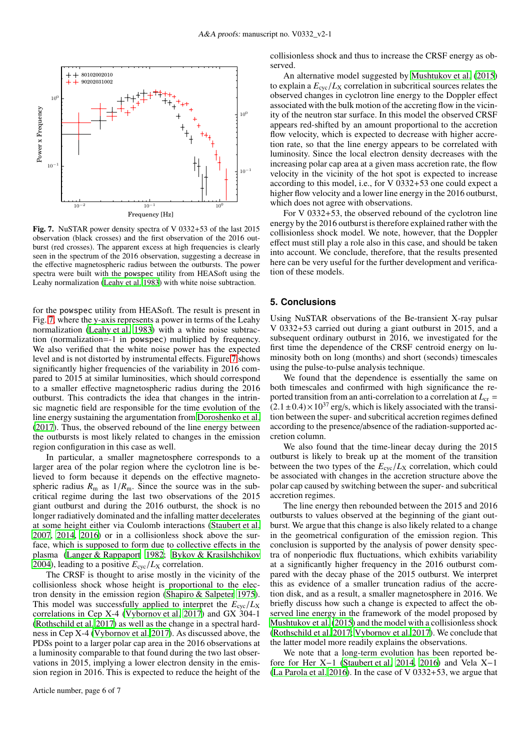**Fig. 7.** NuSTAR power density spectra of V 0332+53 of the last 2015 observation (black crosses) and the first observation of the 2016 outburst (red crosses). The apparent excess at high frequencies is clearly seen in the spectrum of the 2016 observation, suggesting a decrease in the effective magnetospheric radius between the outbursts. The power spectra were built with the `powspec` utility from HEASoft using the Leahy normalization (Leahy et al. 1983) with white noise subtraction.

for the `powspec` utility from HEASoft. The result is present in Fig. 7, where the y-axis represents a power in terms of the Leahy normalization (Leahy et al. 1983) with a white noise subtraction (normalization=-1 in `powspec`) multiplied by frequency. We also verified that the white noise power has the expected level and is not distorted by instrumental effects. Figure 7 shows significantly higher frequencies of the variability in 2016 compared to 2015 at similar luminosities, which should correspond to a smaller effective magnetospheric radius during the 2016 outburst. This contradicts the idea that changes in the intrinsic magnetic field are responsible for the time evolution of the line energy sustaining the argumentation from Doroshenko et al. (2017). Thus, the observed rebound of the line energy between the outbursts is most likely related to changes in the emission region configuration in this case as well.

In particular, a smaller magnetosphere corresponds to a larger area of the polar region where the cyclotron line is believed to form because it depends on the effective magnetospheric radius $R_{\rm m}$ as $1/R_{\rm m}$. Since the source was in the subcritical regime during the last two observations of the 2015 giant outburst and during the 2016 outburst, the shock is no longer radiatively dominated and the infalling matter decelerates at some height either via Coulomb interactions (Staubert et al. 2007, 2014, 2016) or in a collisionless shock above the surface, which is supposed to form due to collective effects in the plasma (Langer & Rappaport 1982; Bykov & Krasilshchikov 2004), leading to a positive $E_{\rm cyc}/L_{\rm X}$ correlation.

The CRSF is thought to arise mostly in the vicinity of the collisionless shock whose height is proportional to the electron density in the emission region (Shapiro & Salpeter 1975). This model was successfully applied to interpret the $E_{\rm cyc}/L_{\rm X}$ correlations in Cep X-4 (Vybornov et al. 2017) and GX 304-1 (Rothschild et al. 2017) as well as the change in a spectral hardness in Cep X-4 (Vybornov et al. 2017). As discussed above, the PDSs point to a larger polar cap area in the 2016 observations at a luminosity comparable to that found during the two last observations in 2015, implying a lower electron density in the emission region in 2016. This is expected to reduce the height of the collisionless shock and thus to increase the CRSF energy as observed.

An alternative model suggested by Mushtukov et al. (2015) to explain a $E_{\rm cyc}/L_{\rm X}$ correlation in subcritical sources relates the observed changes in cyclotron line energy to the Doppler effect associated with the bulk motion of the accreting flow in the vicinity of the neutron star surface. In this model the observed CRSF appears red-shifted by an amount proportional to the accretion flow velocity, which is expected to decrease with higher accretion rate, so that the line energy appears to be correlated with luminosity. Since the local electron density decreases with the increasing polar cap area at a given mass accretion rate, the flow velocity in the vicinity of the hot spot is expected to increase according to this model, i.e., for V 0332+53 one could expect a higher flow velocity and a lower line energy in the 2016 outburst, which does not agree with observations.

For V 0332+53, the observed rebound of the cyclotron line energy by the 2016 outburst is therefore explained rather with the collisionless shock model. We note, however, that the Doppler effect must still play a role also in this case, and should be taken into account. We conclude, therefore, that the results presented here can be very useful for the further development and verification of these models.

## 5. Conclusions

Using NuSTAR observations of the Be-transient X-ray pulsar V 0332+53 carried out during a giant outburst in 2015, and a subsequent ordinary outburst in 2016, we investigated for the first time the dependence of the CRSF centroid energy on luminosity both on long (months) and short (seconds) timescales using the pulse-to-pulse analysis technique.

We found that the dependence is essentially the same on both timescales and confirmed with high significance the reported transition from an anti-correlation to a correlation at $L_{\rm cr} = (2.1 \pm 0.4) \times 10^{37}$ erg/s, which is likely associated with the transition between the super- and subcritical accretion regimes defined according to the presence/absence of the radiation-supported accretion column.

We also found that the time-linear decay during the 2015 outburst is likely to break up at the moment of the transition between the two types of the $E_{\rm cyc}/L_{\rm X}$ correlation, which could be associated with changes in the accretion structure above the polar cap caused by switching between the super- and subcritical accretion regimes.

The line energy then rebounded between the 2015 and 2016 outbursts to values observed at the beginning of the giant outburst. We argue that this change is also likely related to a change in the geometrical configuration of the emission region. This conclusion is supported by the analysis of power density spectra of nonperiodic flux fluctuations, which exhibits variability at a significantly higher frequency in the 2016 outburst compared with the decay phase of the 2015 outburst. We interpret this as evidence of a smaller truncation radius of the accretion disk, and as a result, a smaller magnetosphere in 2016. We briefly discuss how such a change is expected to affect the observed line energy in the framework of the model proposed by Mushtukov et al. (2015) and the model with a collisionless shock (Rothschild et al. 2017; Vybornov et al. 2017). We conclude that the latter model more readily explains the observations.

We note that a long-term evolution has been reported before for Her X−1 (Staubert et al. 2014, 2016) and Vela X−1 (La Parola et al. 2016). In the case of V 0332+53, we argue that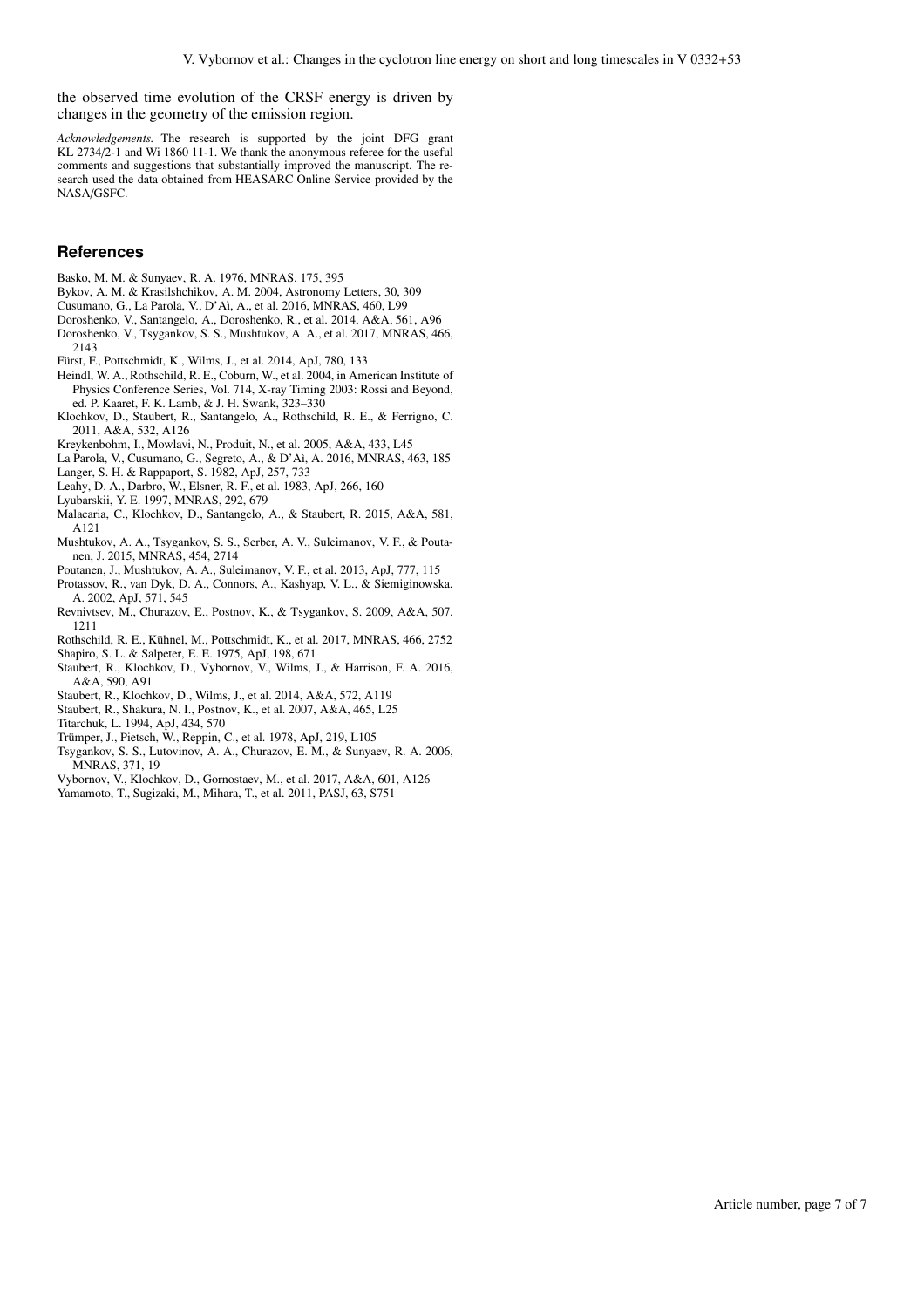the observed time evolution of the CRSF energy is driven by changes in the geometry of the emission region.

*Acknowledgements.* The research is supported by the joint DFG grant KL 2734/2-1 and Wi 1860 11-1. We thank the anonymous referee for the useful comments and suggestions that substantially improved the manuscript. The research used the data obtained from HEASARC Online Service provided by the NASA/GSFC.

## References

Basko, M. M. & Sunyaev, R. A. 1976, MNRAS, 175, 395

Bykov, A. M. & Krasilshchikov, A. M. 2004, Astronomy Letters, 30, 309

Cusumano, G., La Parola, V., D'Aì, A., et al. 2016, MNRAS, 460, L99

Doroshenko, V., Santangelo, A., Doroshenko, R., et al. 2014, A&A, 561, A96

Doroshenko, V., Tsygankov, S. S., Mushtukov, A. A., et al. 2017, MNRAS, 466, 2143

Fürst, F., Pottschmidt, K., Wilms, J., et al. 2014, ApJ, 780, 133

Heindl, W. A., Rothschild, R. E., Coburn, W., et al. 2004, in American Institute of Physics Conference Series, Vol. 714, X-ray Timing 2003: Rossi and Beyond, ed. P. Kaaret, F. K. Lamb, & J. H. Swank, 323–330

Klochkov, D., Staubert, R., Santangelo, A., Rothschild, R. E., & Ferrigno, C. 2011, A&A, 532, A126

Kreykenbohm, I., Mowlavi, N., Produit, N., et al. 2005, A&A, 433, L45

La Parola, V., Cusumano, G., Segreto, A., & D'Aì, A. 2016, MNRAS, 463, 185

Langer, S. H. & Rappaport, S. 1982, ApJ, 257, 733

Leahy, D. A., Darbro, W., Elsner, R. F., et al. 1983, ApJ, 266, 160

Lyubarskii, Y. E. 1997, MNRAS, 292, 679

Malacaria, C., Klochkov, D., Santangelo, A., & Staubert, R. 2015, A&A, 581, A121

Mushtukov, A. A., Tsygankov, S. S., Serber, A. V., Suleimanov, V. F., & Poutanen, J. 2015, MNRAS, 454, 2714

Poutanen, J., Mushtukov, A. A., Suleimanov, V. F., et al. 2013, ApJ, 777, 115

Protassov, R., van Dyk, D. A., Connors, A., Kashyap, V. L., & Siemiginowska, A. 2002, ApJ, 571, 545

Revnivtsev, M., Churazov, E., Postnov, K., & Tsygankov, S. 2009, A&A, 507, 1211

Rothschild, R. E., Kühnel, M., Pottschmidt, K., et al. 2017, MNRAS, 466, 2752

Shapiro, S. L. & Salpeter, E. E. 1975, ApJ, 198, 671

Staubert, R., Klochkov, D., Vybornov, V., Wilms, J., & Harrison, F. A. 2016, A&A, 590, A91

Staubert, R., Klochkov, D., Wilms, J., et al. 2014, A&A, 572, A119

Staubert, R., Shakura, N. I., Postnov, K., et al. 2007, A&A, 465, L25

Titarchuk, L. 1994, ApJ, 434, 570

Trümper, J., Pietsch, W., Reppin, C., et al. 1978, ApJ, 219, L105

Tsygankov, S. S., Lutovinov, A. A., Churazov, E. M., & Sunyaev, R. A. 2006, MNRAS, 371, 19

Vybornov, V., Klochkov, D., Gornostaev, M., et al. 2017, A&A, 601, A126

Yamamoto, T., Sugizaki, M., Mihara, T., et al. 2011, PASJ, 63, S751